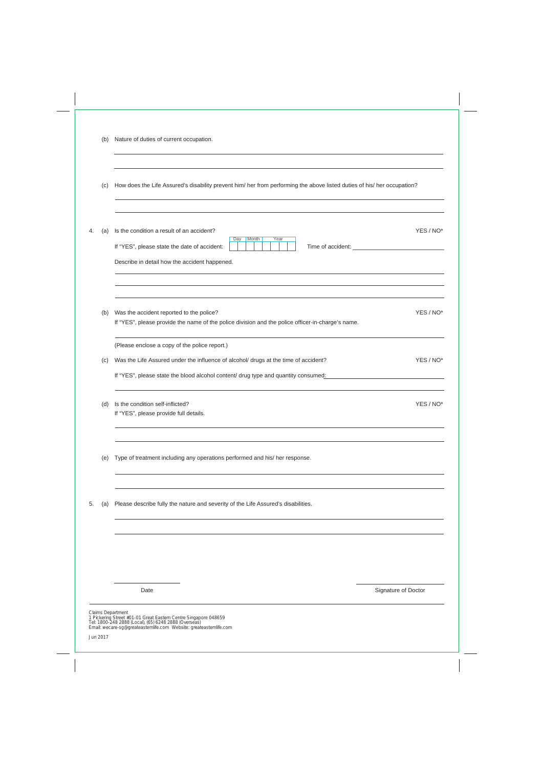(b) Nature of duties of current occupation.

\_\_\_\_\_\_\_\_\_\_\_\_\_\_\_\_\_\_\_\_\_\_\_\_\_\_\_\_\_\_\_\_\_\_\_\_\_\_\_\_

\_\_\_\_\_\_\_\_\_\_\_\_\_\_\_\_\_\_\_\_\_\_\_\_\_\_\_\_\_\_\_\_\_\_\_\_\_\_\_\_

(c) How does the Life Assured's disability prevent him/ her from performing the above listed duties of his/ her occupation?

\_\_\_\_\_\_\_\_\_\_\_\_\_\_\_\_\_\_\_\_\_\_\_\_\_\_\_\_\_\_\_\_\_\_\_\_\_\_\_\_

\_\_\_\_\_\_\_\_\_\_\_\_\_\_\_\_\_\_\_\_\_\_\_\_\_\_\_\_\_\_\_\_\_\_\_\_\_\_\_\_

4. (a) Is the condition a result of an accident? YES / NO*

If "YES", please state the date of accident: Day | Month | Year Time of accident: \_\_\_\_\_\_\_\_\_\_

Describe in detail how the accident happened.

\_\_\_\_\_\_\_\_\_\_\_\_\_\_\_\_\_\_\_\_\_\_\_\_\_\_\_\_\_\_\_\_\_\_\_\_\_\_\_\_

\_\_\_\_\_\_\_\_\_\_\_\_\_\_\_\_\_\_\_\_\_\_\_\_\_\_\_\_\_\_\_\_\_\_\_\_\_\_\_\_

\_\_\_\_\_\_\_\_\_\_\_\_\_\_\_\_\_\_\_\_\_\_\_\_\_\_\_\_\_\_\_\_\_\_\_\_\_\_\_\_

(b) Was the accident reported to the police? YES / NO*

If "YES", please provide the name of the police division and the police officer-in-charge's name.

\_\_\_\_\_\_\_\_\_\_\_\_\_\_\_\_\_\_\_\_\_\_\_\_\_\_\_\_\_\_\_\_\_\_\_\_\_\_\_\_

(Please enclose a copy of the police report.)

(c) Was the Life Assured under the influence of alcohol/ drugs at the time of accident? YES / NO*

If "YES", please state the blood alcohol content/ drug type and quantity consumed: \_\_\_\_\_\_\_\_\_\_

\_\_\_\_\_\_\_\_\_\_\_\_\_\_\_\_\_\_\_\_\_\_\_\_\_\_\_\_\_\_\_\_\_\_\_\_\_\_\_\_

(d) Is the condition self-inflicted? YES / NO*

If "YES", please provide full details.

\_\_\_\_\_\_\_\_\_\_\_\_\_\_\_\_\_\_\_\_\_\_\_\_\_\_\_\_\_\_\_\_\_\_\_\_\_\_\_\_

\_\_\_\_\_\_\_\_\_\_\_\_\_\_\_\_\_\_\_\_\_\_\_\_\_\_\_\_\_\_\_\_\_\_\_\_\_\_\_\_

(e) Type of treatment including any operations performed and his/ her response.

\_\_\_\_\_\_\_\_\_\_\_\_\_\_\_\_\_\_\_\_\_\_\_\_\_\_\_\_\_\_\_\_\_\_\_\_\_\_\_\_

\_\_\_\_\_\_\_\_\_\_\_\_\_\_\_\_\_\_\_\_\_\_\_\_\_\_\_\_\_\_\_\_\_\_\_\_\_\_\_\_

5. (a) Please describe fully the nature and severity of the Life Assured's disabilities.

\_\_\_\_\_\_\_\_\_\_\_\_\_\_\_\_\_\_\_\_\_\_\_\_\_\_\_\_\_\_\_\_\_\_\_\_\_\_\_\_

\_\_\_\_\_\_\_\_\_\_\_\_\_\_\_\_\_\_\_\_\_\_\_\_\_\_\_\_\_\_\_\_\_\_\_\_\_\_\_\_

\_\_\_\_\_\_\_\_\_\_ Date \_\_\_\_\_\_\_\_\_\_ Signature of Doctor

Claims Department
1 Pickering Street #01-01 Great Eastern Centre Singapore 048659
Tel: 1800-248 2888 (Local), (65) 6248 2888 (Overseas)
Email: wecare-sg@greateasternlife.com Website: greateasternlife.com

Jun 2017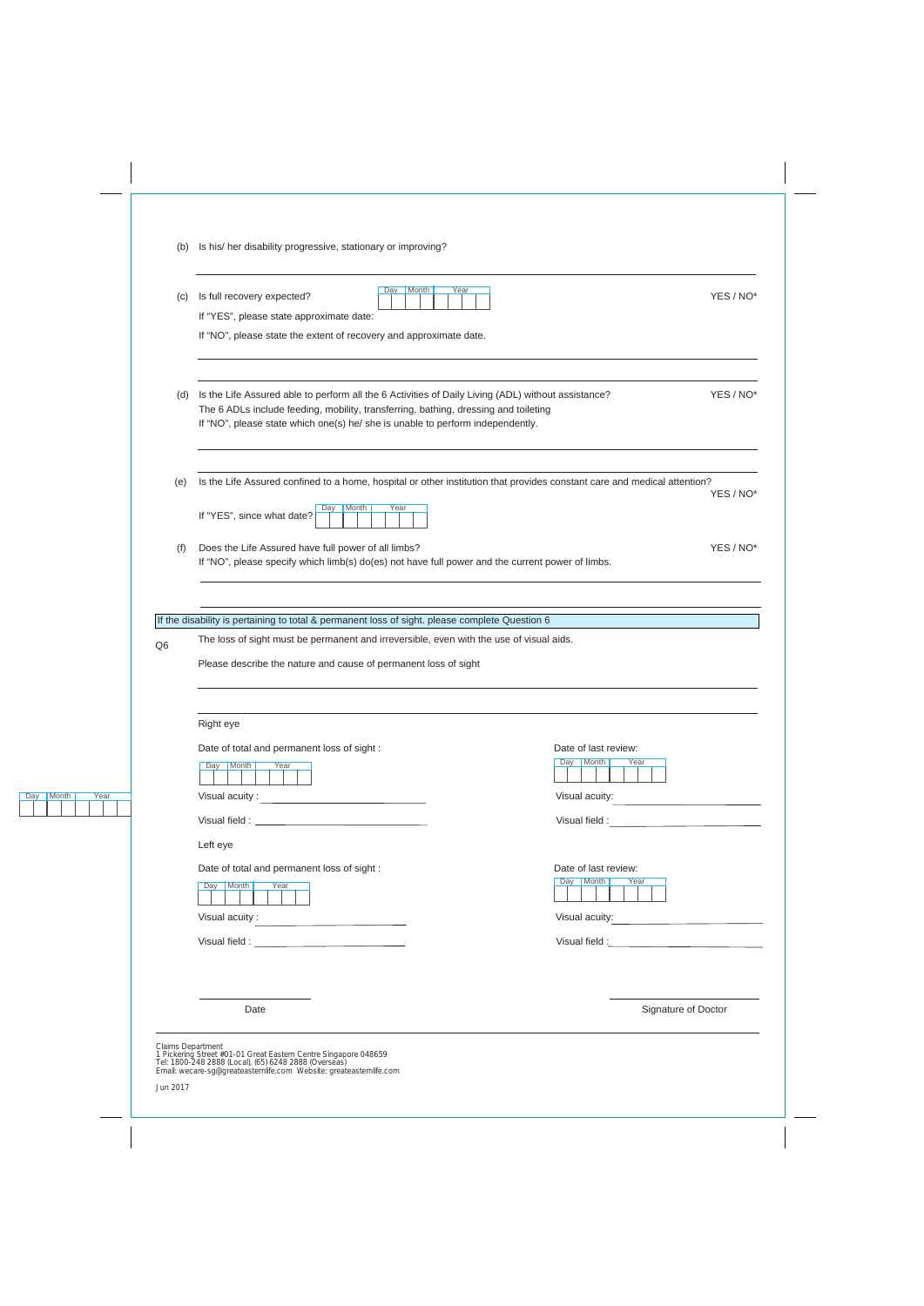(b) Is his/ her disability progressive, stationary or improving?

\_\_\_\_\_\_\_\_\_\_\_\_\_\_\_\_\_\_\_\_\_\_\_\_\_\_\_\_\_\_\_\_\_\_\_\_\_\_\_\_

(c) Is full recovery expected? YES / NO*

If "YES", please state approximate date: Day | Month | Year

If "NO", please state the extent of recovery and approximate date.

\_\_\_\_\_\_\_\_\_\_\_\_\_\_\_\_\_\_\_\_\_\_\_\_\_\_\_\_\_\_\_\_\_\_\_\_\_\_\_\_

\_\_\_\_\_\_\_\_\_\_\_\_\_\_\_\_\_\_\_\_\_\_\_\_\_\_\_\_\_\_\_\_\_\_\_\_\_\_\_\_

(d) Is the Life Assured able to perform all the 6 Activities of Daily Living (ADL) without assistance? YES / NO*

The 6 ADLs include feeding, mobility, transferring, bathing, dressing and toileting

If "NO", please state which one(s) he/ she is unable to perform independently.

\_\_\_\_\_\_\_\_\_\_\_\_\_\_\_\_\_\_\_\_\_\_\_\_\_\_\_\_\_\_\_\_\_\_\_\_\_\_\_\_

\_\_\_\_\_\_\_\_\_\_\_\_\_\_\_\_\_\_\_\_\_\_\_\_\_\_\_\_\_\_\_\_\_\_\_\_\_\_\_\_

(e) Is the Life Assured confined to a home, hospital or other institution that provides constant care and medical attention? YES / NO*

If "YES", since what date? Day | Month | Year

(f) Does the Life Assured have full power of all limbs? YES / NO*

If "NO", please specify which limb(s) do(es) not have full power and the current power of limbs.

\_\_\_\_\_\_\_\_\_\_\_\_\_\_\_\_\_\_\_\_\_\_\_\_\_\_\_\_\_\_\_\_\_\_\_\_\_\_\_\_

\_\_\_\_\_\_\_\_\_\_\_\_\_\_\_\_\_\_\_\_\_\_\_\_\_\_\_\_\_\_\_\_\_\_\_\_\_\_\_\_

**If the disability is pertaining to total & permanent loss of sight. please complete Question 6**

Q6 The loss of sight must be permanent and irreversible, even with the use of visual aids.

Please describe the nature and cause of permanent loss of sight

\_\_\_\_\_\_\_\_\_\_\_\_\_\_\_\_\_\_\_\_\_\_\_\_\_\_\_\_\_\_\_\_\_\_\_\_\_\_\_\_

\_\_\_\_\_\_\_\_\_\_\_\_\_\_\_\_\_\_\_\_\_\_\_\_\_\_\_\_\_\_\_\_\_\_\_\_\_\_\_\_

Right eye

| Date of total and permanent loss of sight : Day \| Month \| Year | Date of last review: Day \| Month \| Year |
|---|---|
| Visual acuity : \_\_\_\_\_\_\_\_\_\_ | Visual acuity: \_\_\_\_\_\_\_\_\_\_ |
| Visual field : \_\_\_\_\_\_\_\_\_\_ | Visual field : \_\_\_\_\_\_\_\_\_\_ |

Left eye

| Date of total and permanent loss of sight : Day \| Month \| Year | Date of last review: Day \| Month \| Year |
|---|---|
| Visual acuity : \_\_\_\_\_\_\_\_\_\_ | Visual acuity: \_\_\_\_\_\_\_\_\_\_ |
| Visual field : \_\_\_\_\_\_\_\_\_\_ | Visual field : \_\_\_\_\_\_\_\_\_\_ |

\_\_\_\_\_\_\_\_\_\_\_\_\_\_ Date

\_\_\_\_\_\_\_\_\_\_\_\_\_\_ Signature of Doctor

Claims Department
1 Pickering Street #01-01 Great Eastern Centre Singapore 048659
Tel: 1800-248 2888 (Local), (65) 6248 2888 (Overseas)
Email: wecare-sg@greateasternlife.com Website: greateasternlife.com

Jun 2017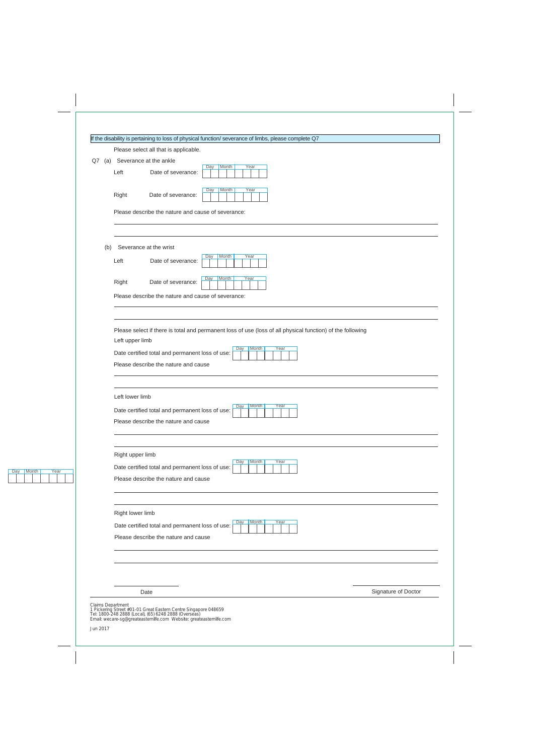**If the disability is pertaining to loss of physical function/ severance of limbs, please complete Q7**

Please select all that is applicable.

Q7 (a) Severance at the ankle

Left Date of severance: Day | Month | Year

Right Date of severance: Day | Month | Year

Please describe the nature and cause of severance:

______________________________________________________________________

______________________________________________________________________

(b) Severance at the wrist

Left Date of severance: Day | Month | Year

Right Date of severance: Day | Month | Year

Please describe the nature and cause of severance:

______________________________________________________________________

______________________________________________________________________

Please select if there is total and permanent loss of use (loss of all physical function) of the following

Left upper limb

Date certified total and permanent loss of use: Day | Month | Year

Please describe the nature and cause

______________________________________________________________________

______________________________________________________________________

Left lower limb

Date certified total and permanent loss of use: Day | Month | Year

Please describe the nature and cause

______________________________________________________________________

______________________________________________________________________

Right upper limb

Date certified total and permanent loss of use: Day | Month | Year

Please describe the nature and cause

______________________________________________________________________

______________________________________________________________________

Right lower limb

Date certified total and permanent loss of use: Day | Month | Year

Please describe the nature and cause

______________________________________________________________________

______________________________________________________________________

Date: ____________________ Signature of Doctor: ____________________

Claims Department
1 Pickering Street #01-01 Great Eastern Centre Singapore 048659
Tel: 1800-248 2888 (Local), (65) 6248 2888 (Overseas)
Email: wecare-sg@greateasternlife.com Website: greateasternlife.com

Jun 2017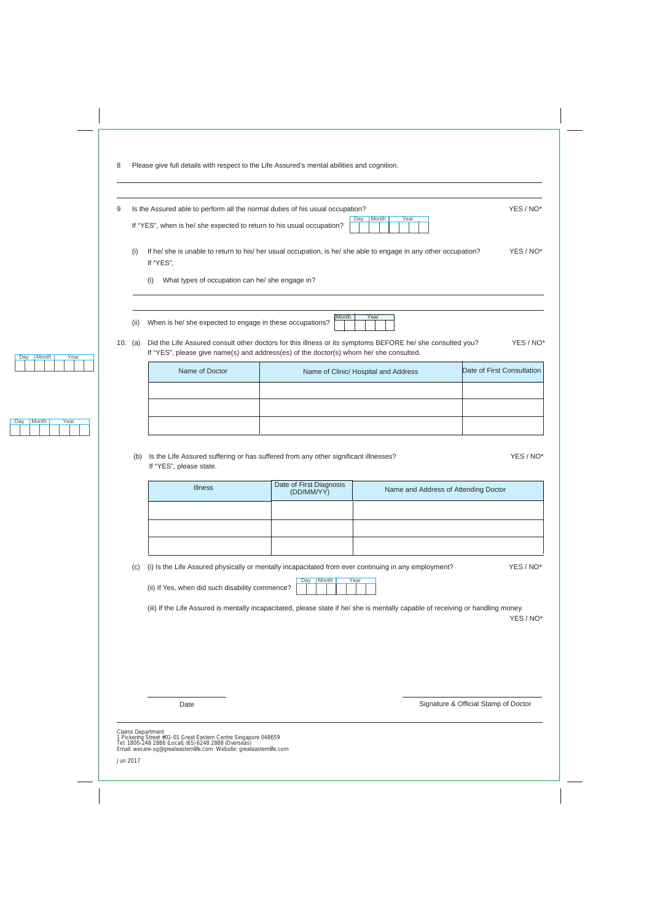8 Please give full details with respect to the Life Assured's mental abilities and cognition.

---

---

9 Is the Assured able to perform all the normal duties of his usual occupation? YES / NO*

If "YES", when is he/ she expected to return to his usual occupation? Day | Month | Year

(i) If he/ she is unable to return to his/ her usual occupation, is he/ she able to engage in any other occupation? YES / NO*

If "YES",

(i) What types of occupation can he/ she engage in?

---

---

(ii) When is he/ she expected to engage in these occupations? Month | Year

10. (a) Did the Life Assured consult other doctors for this illness or its symptoms BEFORE he/ she consulted you? YES / NO*

If "YES", please give name(s) and address(es) of the doctor(s) whom he/ she consulted.

| Name of Doctor | Name of Clinic/ Hospital and Address | Date of First Consultation |
|---|---|---|
| | | Day / Month / Year |
| | | Day / Month / Year |
| | | Day / Month / Year |

(b) Is the Life Assured suffering or has suffered from any other significant illnesses? YES / NO*

If "YES", please state.

| Illness | Date of First Diagnosis (DD/MM/YY) | Name and Address of Attending Doctor |
|---|---|---|
| | | |
| | | |
| | | |

(c) (i) Is the Life Assured physically or mentally incapacitated from ever continuing in any employment? YES / NO*

(ii) If Yes, when did such disability commence? Day | Month | Year

(iii) If the Life Assured is mentally incapacitated, please state if he/ she is mentally capable of receiving or handling money.

YES / NO*

Date

Signature & Official Stamp of Doctor

Claims Department
1 Pickering Street #01-01 Great Eastern Centre Singapore 048659
Tel: 1800-248 2888 (Local), (65) 6248 2888 (Overseas)
Email: wecare-sg@greateasternlife.com Website: greateasternlife.com

Jun 2017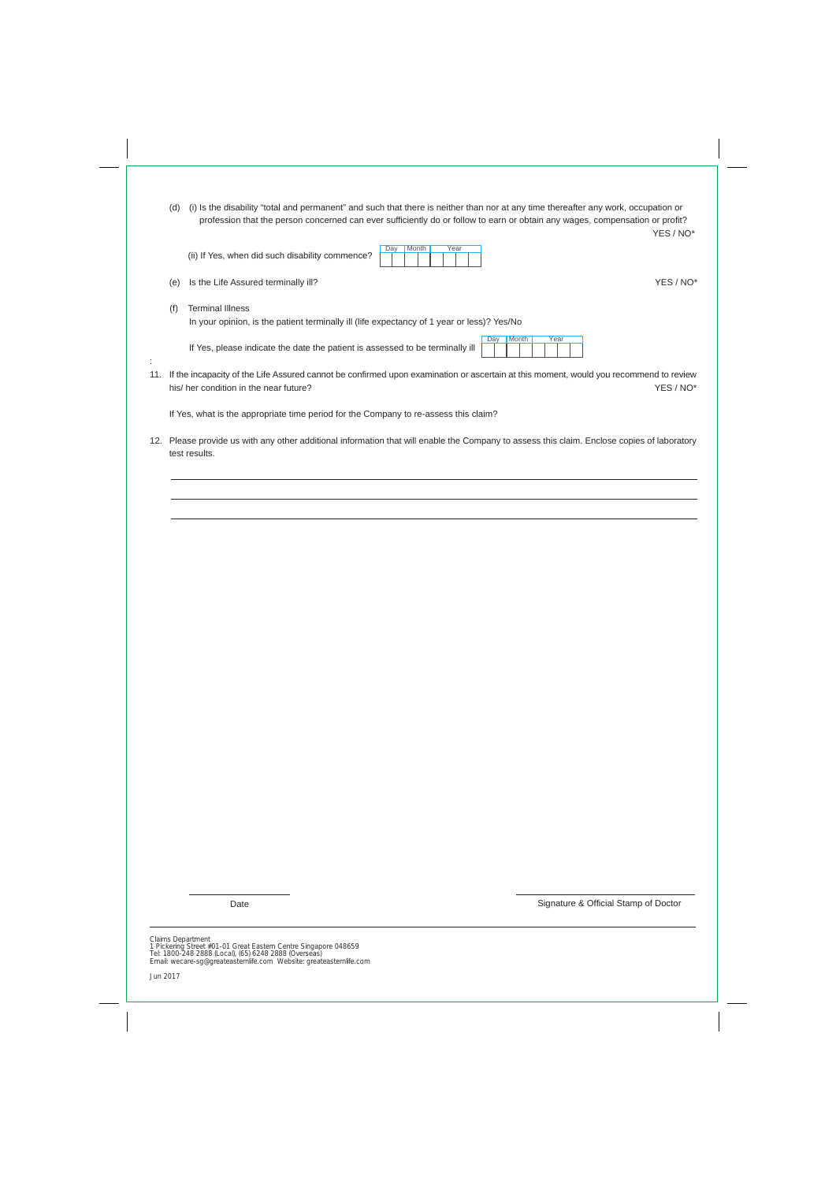(d) (i) Is the disability "total and permanent" and such that there is neither than nor at any time thereafter any work, occupation or profession that the person concerned can ever sufficiently do or follow to earn or obtain any wages, compensation or profit?

YES / NO*

(ii) If Yes, when did such disability commence? Day | Month | Year

(e) Is the Life Assured terminally ill? YES / NO*

(f) Terminal Illness

In your opinion, is the patient terminally ill (life expectancy of 1 year or less)? Yes/No

If Yes, please indicate the date the patient is assessed to be terminally ill Day | Month | Year

:

11. If the incapacity of the Life Assured cannot be confirmed upon examination or ascertain at this moment, would you recommend to review his/ her condition in the near future? YES / NO*

If Yes, what is the appropriate time period for the Company to re-assess this claim?

12. Please provide us with any other additional information that will enable the Company to assess this claim. Enclose copies of laboratory test results.

______________________________________________

______________________________________________

______________________________________________

Date

Signature & Official Stamp of Doctor

Claims Department
1 Pickering Street #01-01 Great Eastern Centre Singapore 048659
Tel: 1800-248 2888 (Local), (65) 6248 2888 (Overseas)
Email: wecare-sg@greateasternlife.com Website: greateasternlife.com

Jun 2017